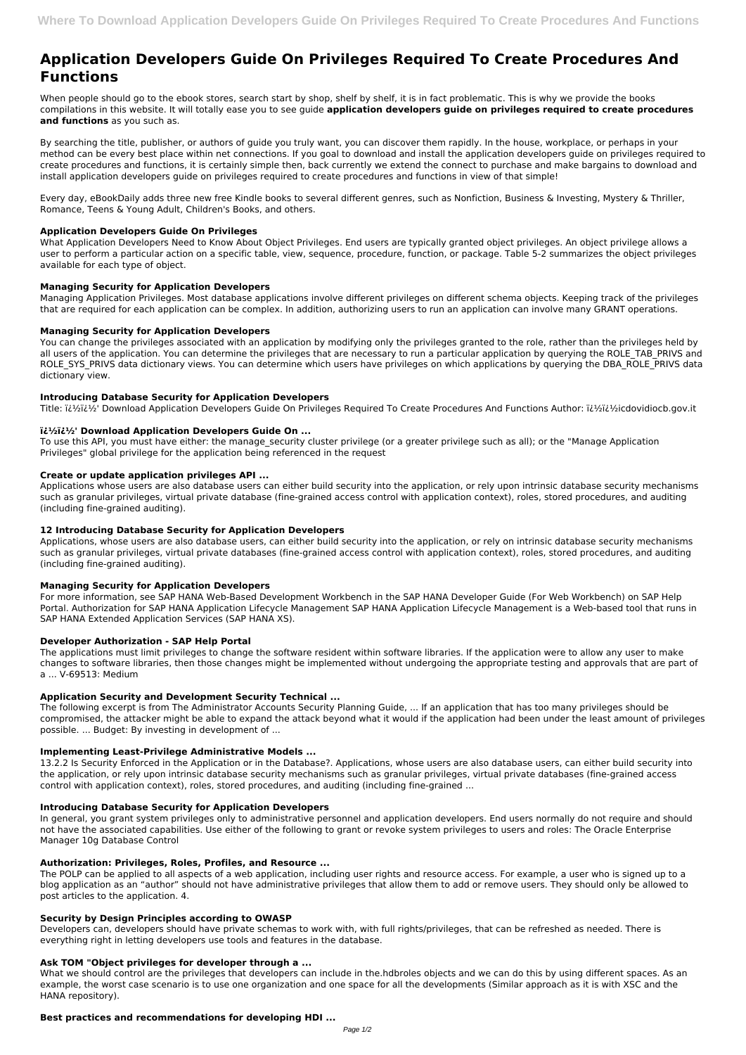# Application Developers Guide On Privileges Required To Create Procedures And Functions

When people should go to the ebook stores, search start by shop, shelf by shelf, it is in fact problematic. This is why we provide the books compilations in this website. It will totally ease you to see guide **application developers guide on privileges required to create procedures and functions** as you such as.

By searching the title, publisher, or authors of guide you truly want, you can discover them rapidly. In the house, workplace, or perhaps in your method can be every best place within net connections. If you goal to download and install the application developers guide on privileges required to create procedures and functions, it is certainly simple then, back currently we extend the connect to purchase and make bargains to download and install application developers guide on privileges required to create procedures and functions in view of that simple!

Every day, eBookDaily adds three new free Kindle books to several different genres, such as Nonfiction, Business & Investing, Mystery & Thriller, Romance, Teens & Young Adult, Children's Books, and others.

### Application Developers Guide On Privileges

What Application Developers Need to Know About Object Privileges. End users are typically granted object privileges. An object privilege allows a user to perform a particular action on a specific table, view, sequence, procedure, function, or package. Table 5-2 summarizes the object privileges available for each type of object.

### Managing Security for Application Developers

Managing Application Privileges. Most database applications involve different privileges on different schema objects. Keeping track of the privileges that are required for each application can be complex. In addition, authorizing users to run an application can involve many GRANT operations.

### Managing Security for Application Developers

You can change the privileges associated with an application by modifying only the privileges granted to the role, rather than the privileges held by all users of the application. You can determine the privileges that are necessary to run a particular application by querying the ROLE_TAB_PRIVS and ROLE_SYS_PRIVS data dictionary views. You can determine which users have privileges on which applications by querying the DBA_ROLE_PRIVS data dictionary view.

### Introducing Database Security for Application Developers

Title: ï¿½ï¿½' Download Application Developers Guide On Privileges Required To Create Procedures And Functions Author: ï¿½ï¿½icdovidiocb.gov.it

### ï¿½ï¿½' Download Application Developers Guide On ...

To use this API, you must have either: the manage_security cluster privilege (or a greater privilege such as all); or the "Manage Application Privileges" global privilege for the application being referenced in the request

### Create or update application privileges API ...

Applications whose users are also database users can either build security into the application, or rely upon intrinsic database security mechanisms such as granular privileges, virtual private database (fine-grained access control with application context), roles, stored procedures, and auditing (including fine-grained auditing).

### 12 Introducing Database Security for Application Developers

Applications, whose users are also database users, can either build security into the application, or rely on intrinsic database security mechanisms such as granular privileges, virtual private databases (fine-grained access control with application context), roles, stored procedures, and auditing (including fine-grained auditing).

### Managing Security for Application Developers

For more information, see SAP HANA Web-Based Development Workbench in the SAP HANA Developer Guide (For Web Workbench) on SAP Help Portal. Authorization for SAP HANA Application Lifecycle Management SAP HANA Application Lifecycle Management is a Web-based tool that runs in SAP HANA Extended Application Services (SAP HANA XS).

### Developer Authorization - SAP Help Portal

The applications must limit privileges to change the software resident within software libraries. If the application were to allow any user to make changes to software libraries, then those changes might be implemented without undergoing the appropriate testing and approvals that are part of a ... V-69513: Medium

### Application Security and Development Security Technical ...

The following excerpt is from The Administrator Accounts Security Planning Guide, ... If an application that has too many privileges should be compromised, the attacker might be able to expand the attack beyond what it would if the application had been under the least amount of privileges possible. ... Budget: By investing in development of ...

### Implementing Least-Privilege Administrative Models ...

13.2.2 Is Security Enforced in the Application or in the Database?. Applications, whose users are also database users, can either build security into the application, or rely upon intrinsic database security mechanisms such as granular privileges, virtual private databases (fine-grained access control with application context), roles, stored procedures, and auditing (including fine-grained ...

### Introducing Database Security for Application Developers

In general, you grant system privileges only to administrative personnel and application developers. End users normally do not require and should not have the associated capabilities. Use either of the following to grant or revoke system privileges to users and roles: The Oracle Enterprise Manager 10g Database Control

### Authorization: Privileges, Roles, Profiles, and Resource ...

The POLP can be applied to all aspects of a web application, including user rights and resource access. For example, a user who is signed up to a blog application as an "author" should not have administrative privileges that allow them to add or remove users. They should only be allowed to post articles to the application. 4.

### Security by Design Principles according to OWASP

Developers can, developers should have private schemas to work with, with full rights/privileges, that can be refreshed as needed. There is everything right in letting developers use tools and features in the database.

### Ask TOM "Object privileges for developer through a ...

What we should control are the privileges that developers can include in the.hdbroles objects and we can do this by using different spaces. As an example, the worst case scenario is to use one organization and one space for all the developments (Similar approach as it is with XSC and the HANA repository).

### Best practices and recommendations for developing HDI ...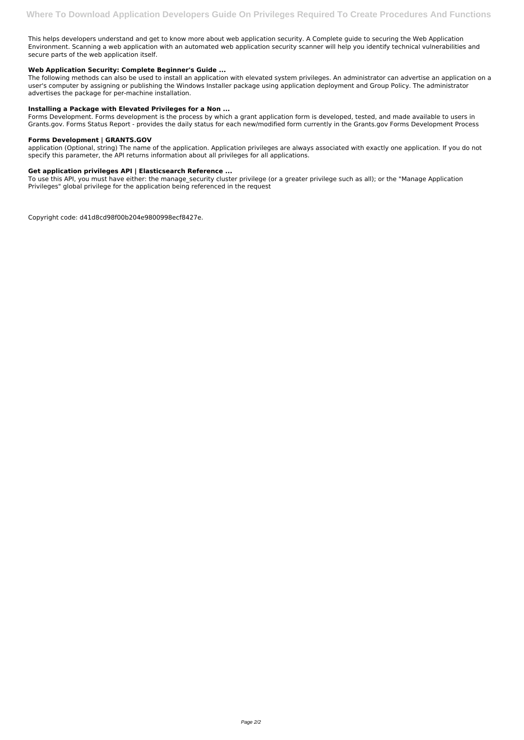This helps developers understand and get to know more about web application security. A Complete guide to securing the Web Application Environment. Scanning a web application with an automated web application security scanner will help you identify technical vulnerabilities and secure parts of the web application itself.

**Web Application Security: Complete Beginner's Guide ...**

The following methods can also be used to install an application with elevated system privileges. An administrator can advertise an application on a user's computer by assigning or publishing the Windows Installer package using application deployment and Group Policy. The administrator advertises the package for per-machine installation.

**Installing a Package with Elevated Privileges for a Non ...**

Forms Development. Forms development is the process by which a grant application form is developed, tested, and made available to users in Grants.gov. Forms Status Report - provides the daily status for each new/modified form currently in the Grants.gov Forms Development Process

**Forms Development | GRANTS.GOV**

application (Optional, string) The name of the application. Application privileges are always associated with exactly one application. If you do not specify this parameter, the API returns information about all privileges for all applications.

**Get application privileges API | Elasticsearch Reference ...**

To use this API, you must have either: the manage_security cluster privilege (or a greater privilege such as all); or the "Manage Application Privileges" global privilege for the application being referenced in the request

Copyright code: d41d8cd98f00b204e9800998ecf8427e.